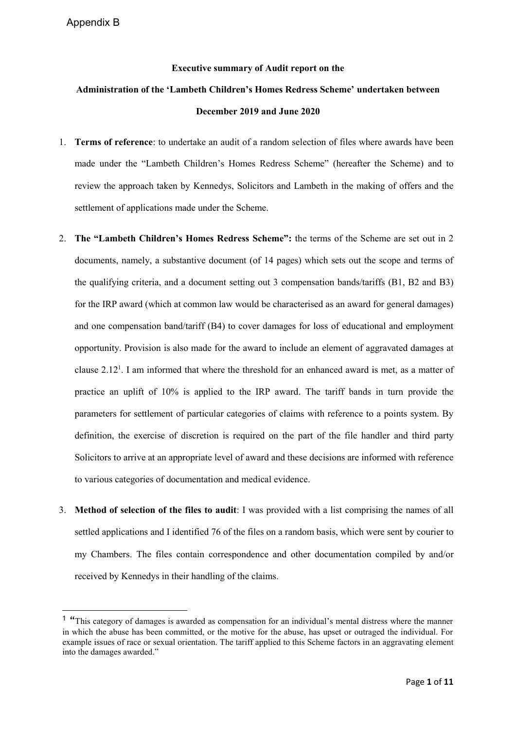Appendix B

**Executive summary of Audit report on the**

**Administration of the 'Lambeth Children's Homes Redress Scheme' undertaken between December 2019 and June 2020**

1. **Terms of reference**: to undertake an audit of a random selection of files where awards have been made under the "Lambeth Children's Homes Redress Scheme" (hereafter the Scheme) and to review the approach taken by Kennedys, Solicitors and Lambeth in the making of offers and the settlement of applications made under the Scheme.

2. **The "Lambeth Children's Homes Redress Scheme":** the terms of the Scheme are set out in 2 documents, namely, a substantive document (of 14 pages) which sets out the scope and terms of the qualifying criteria, and a document setting out 3 compensation bands/tariffs (B1, B2 and B3) for the IRP award (which at common law would be characterised as an award for general damages) and one compensation band/tariff (B4) to cover damages for loss of educational and employment opportunity. Provision is also made for the award to include an element of aggravated damages at clause 2.12[1]. I am informed that where the threshold for an enhanced award is met, as a matter of practice an uplift of 10% is applied to the IRP award. The tariff bands in turn provide the parameters for settlement of particular categories of claims with reference to a points system. By definition, the exercise of discretion is required on the part of the file handler and third party Solicitors to arrive at an appropriate level of award and these decisions are informed with reference to various categories of documentation and medical evidence.

3. **Method of selection of the files to audit**: I was provided with a list comprising the names of all settled applications and I identified 76 of the files on a random basis, which were sent by courier to my Chambers. The files contain correspondence and other documentation compiled by and/or received by Kennedys in their handling of the claims.

---

[1] "This category of damages is awarded as compensation for an individual's mental distress where the manner in which the abuse has been committed, or the motive for the abuse, has upset or outraged the individual. For example issues of race or sexual orientation. The tariff applied to this Scheme factors in an aggravating element into the damages awarded."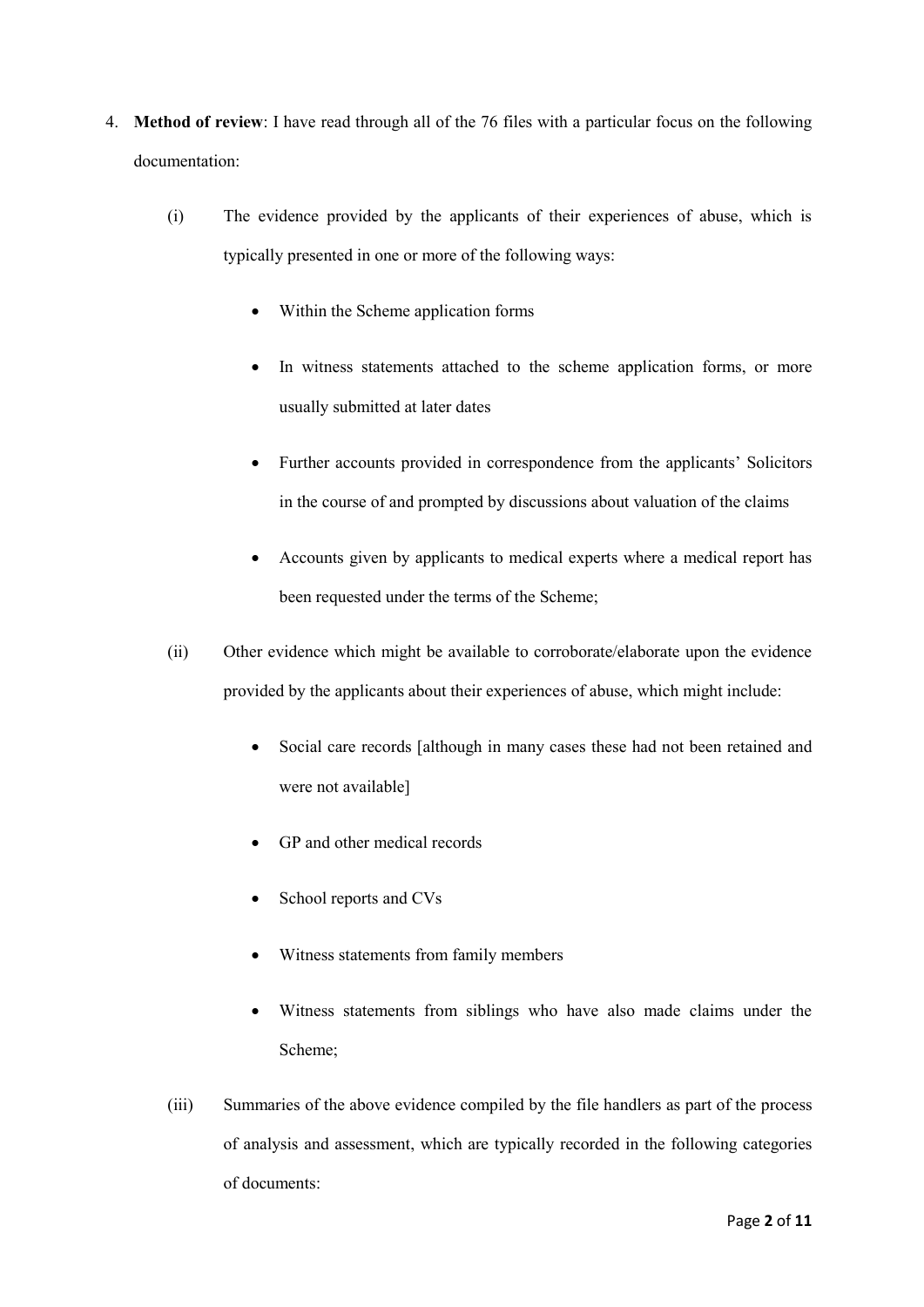4. **Method of review**: I have read through all of the 76 files with a particular focus on the following documentation:

   (i) The evidence provided by the applicants of their experiences of abuse, which is typically presented in one or more of the following ways:

   - Within the Scheme application forms
   - In witness statements attached to the scheme application forms, or more usually submitted at later dates
   - Further accounts provided in correspondence from the applicants' Solicitors in the course of and prompted by discussions about valuation of the claims
   - Accounts given by applicants to medical experts where a medical report has been requested under the terms of the Scheme;

   (ii) Other evidence which might be available to corroborate/elaborate upon the evidence provided by the applicants about their experiences of abuse, which might include:

   - Social care records [although in many cases these had not been retained and were not available]
   - GP and other medical records
   - School reports and CVs
   - Witness statements from family members
   - Witness statements from siblings who have also made claims under the Scheme;

   (iii) Summaries of the above evidence compiled by the file handlers as part of the process of analysis and assessment, which are typically recorded in the following categories of documents: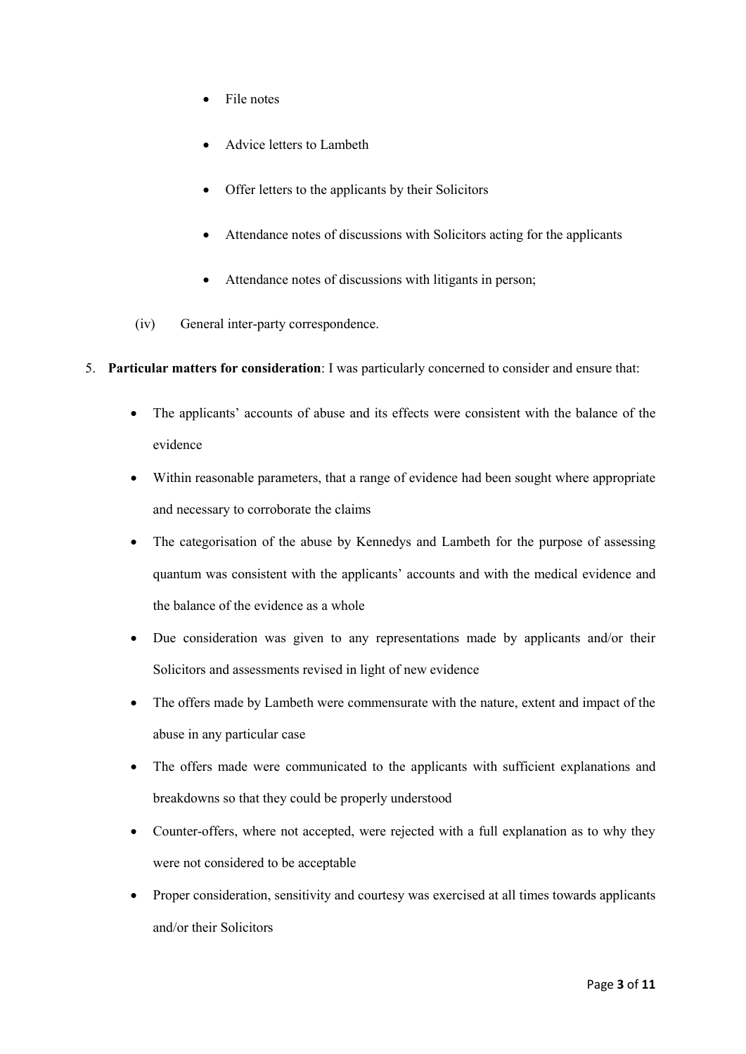- File notes
- Advice letters to Lambeth
- Offer letters to the applicants by their Solicitors
- Attendance notes of discussions with Solicitors acting for the applicants
- Attendance notes of discussions with litigants in person;

(iv) General inter-party correspondence.

5. **Particular matters for consideration**: I was particularly concerned to consider and ensure that:

- The applicants' accounts of abuse and its effects were consistent with the balance of the evidence
- Within reasonable parameters, that a range of evidence had been sought where appropriate and necessary to corroborate the claims
- The categorisation of the abuse by Kennedys and Lambeth for the purpose of assessing quantum was consistent with the applicants' accounts and with the medical evidence and the balance of the evidence as a whole
- Due consideration was given to any representations made by applicants and/or their Solicitors and assessments revised in light of new evidence
- The offers made by Lambeth were commensurate with the nature, extent and impact of the abuse in any particular case
- The offers made were communicated to the applicants with sufficient explanations and breakdowns so that they could be properly understood
- Counter-offers, where not accepted, were rejected with a full explanation as to why they were not considered to be acceptable
- Proper consideration, sensitivity and courtesy was exercised at all times towards applicants and/or their Solicitors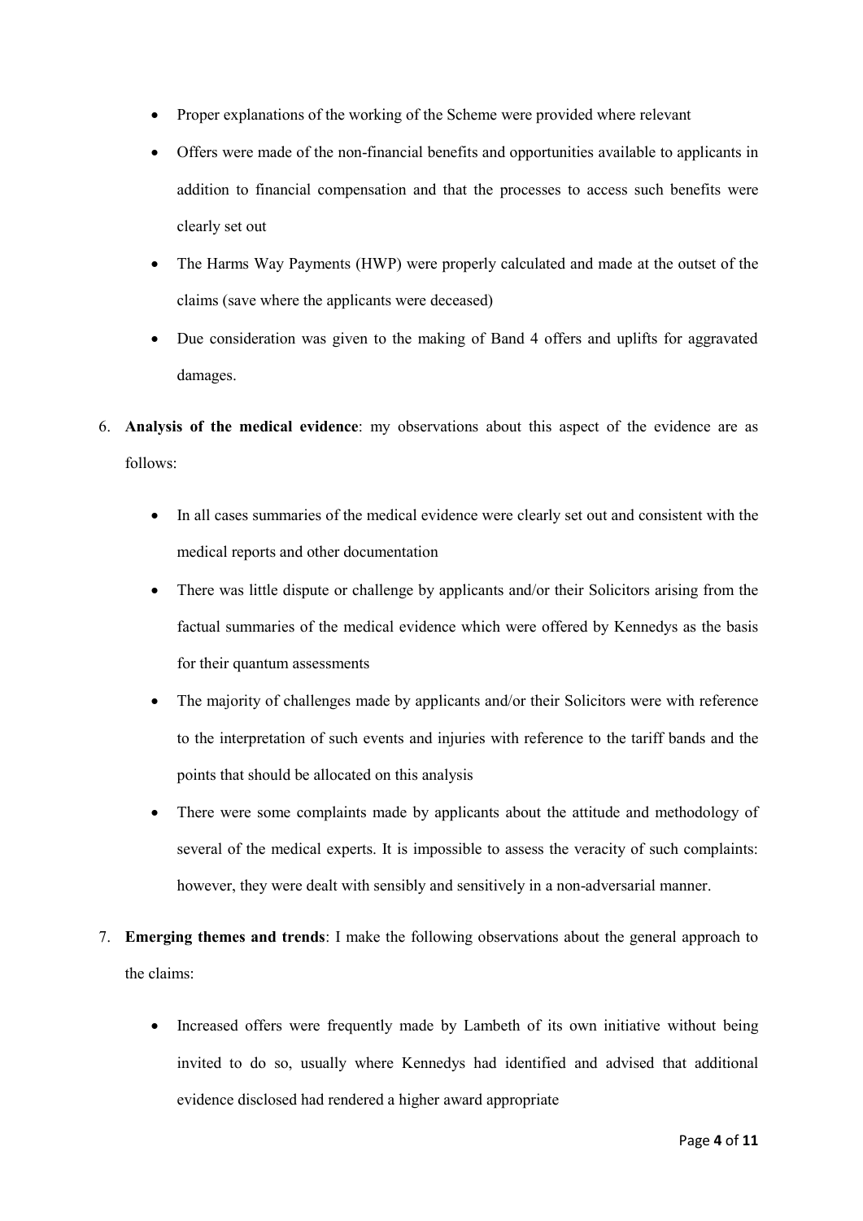- Proper explanations of the working of the Scheme were provided where relevant
- Offers were made of the non-financial benefits and opportunities available to applicants in addition to financial compensation and that the processes to access such benefits were clearly set out
- The Harms Way Payments (HWP) were properly calculated and made at the outset of the claims (save where the applicants were deceased)
- Due consideration was given to the making of Band 4 offers and uplifts for aggravated damages.

6. **Analysis of the medical evidence**: my observations about this aspect of the evidence are as follows:

    - In all cases summaries of the medical evidence were clearly set out and consistent with the medical reports and other documentation
    - There was little dispute or challenge by applicants and/or their Solicitors arising from the factual summaries of the medical evidence which were offered by Kennedys as the basis for their quantum assessments
    - The majority of challenges made by applicants and/or their Solicitors were with reference to the interpretation of such events and injuries with reference to the tariff bands and the points that should be allocated on this analysis
    - There were some complaints made by applicants about the attitude and methodology of several of the medical experts. It is impossible to assess the veracity of such complaints: however, they were dealt with sensibly and sensitively in a non-adversarial manner.

7. **Emerging themes and trends**: I make the following observations about the general approach to the claims:

    - Increased offers were frequently made by Lambeth of its own initiative without being invited to do so, usually where Kennedys had identified and advised that additional evidence disclosed had rendered a higher award appropriate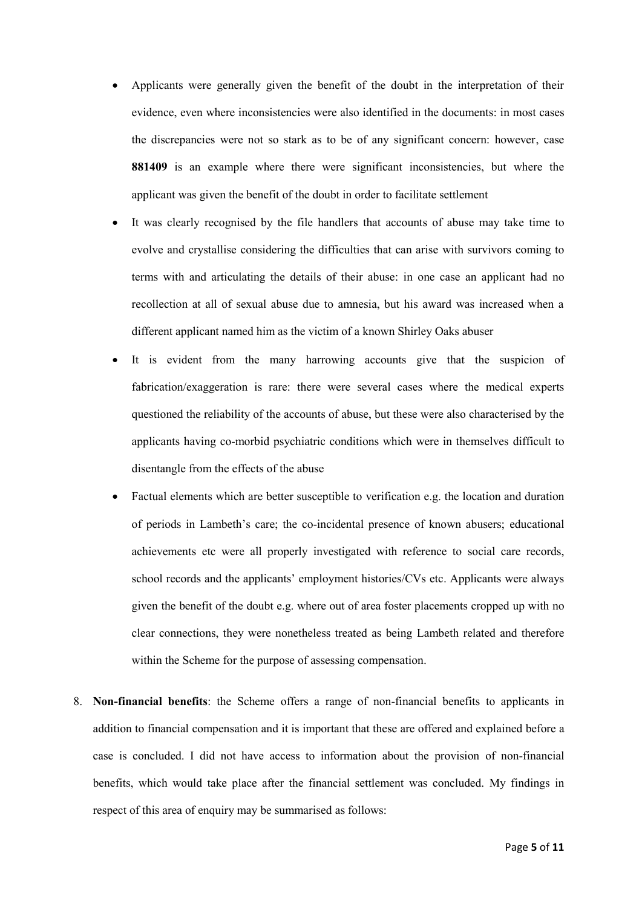- Applicants were generally given the benefit of the doubt in the interpretation of their evidence, even where inconsistencies were also identified in the documents: in most cases the discrepancies were not so stark as to be of any significant concern: however, case **881409** is an example where there were significant inconsistencies, but where the applicant was given the benefit of the doubt in order to facilitate settlement
- It was clearly recognised by the file handlers that accounts of abuse may take time to evolve and crystallise considering the difficulties that can arise with survivors coming to terms with and articulating the details of their abuse: in one case an applicant had no recollection at all of sexual abuse due to amnesia, but his award was increased when a different applicant named him as the victim of a known Shirley Oaks abuser
- It is evident from the many harrowing accounts give that the suspicion of fabrication/exaggeration is rare: there were several cases where the medical experts questioned the reliability of the accounts of abuse, but these were also characterised by the applicants having co-morbid psychiatric conditions which were in themselves difficult to disentangle from the effects of the abuse
- Factual elements which are better susceptible to verification e.g. the location and duration of periods in Lambeth's care; the co-incidental presence of known abusers; educational achievements etc were all properly investigated with reference to social care records, school records and the applicants' employment histories/CVs etc. Applicants were always given the benefit of the doubt e.g. where out of area foster placements cropped up with no clear connections, they were nonetheless treated as being Lambeth related and therefore within the Scheme for the purpose of assessing compensation.

8. **Non-financial benefits**: the Scheme offers a range of non-financial benefits to applicants in addition to financial compensation and it is important that these are offered and explained before a case is concluded. I did not have access to information about the provision of non-financial benefits, which would take place after the financial settlement was concluded. My findings in respect of this area of enquiry may be summarised as follows: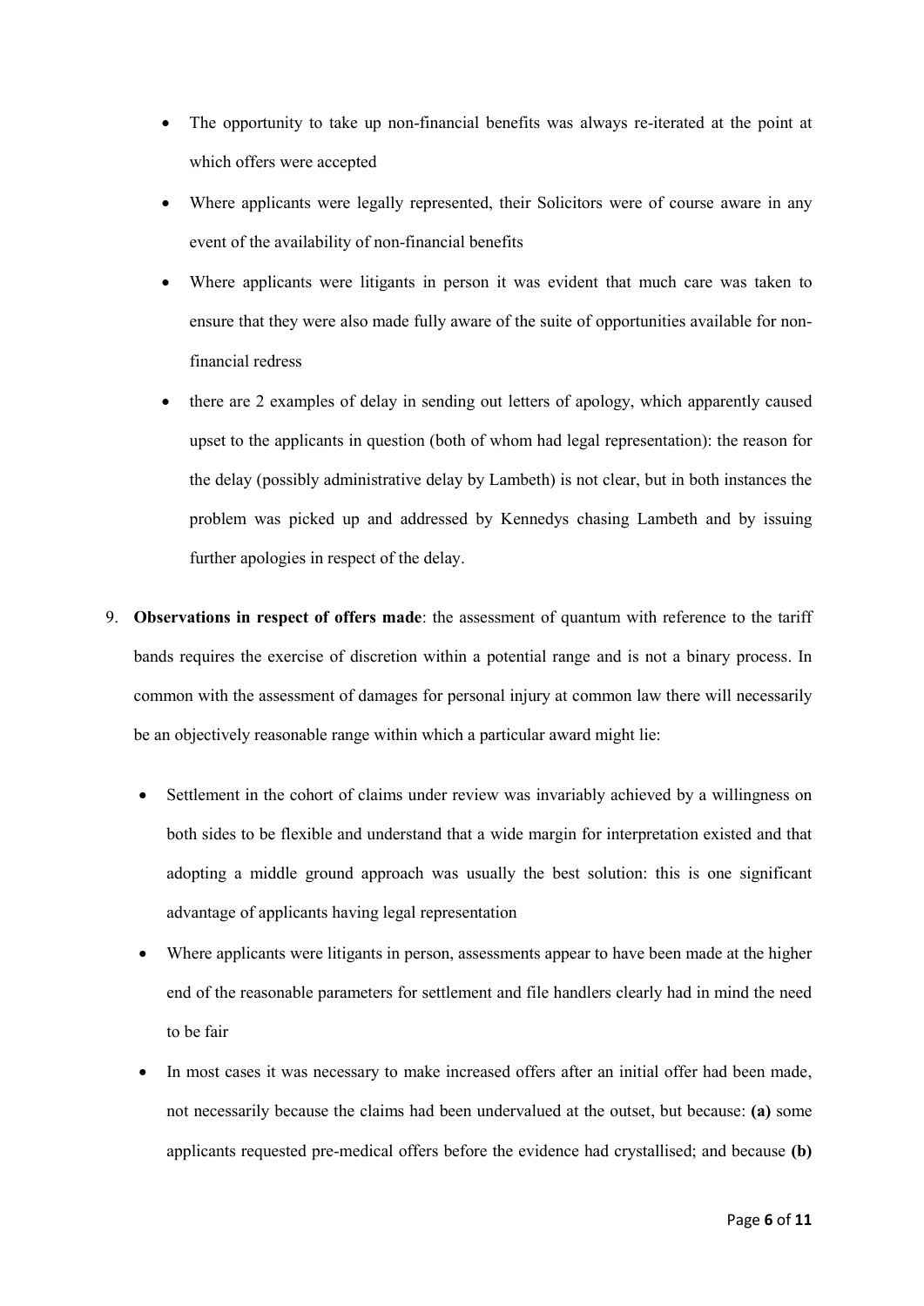- The opportunity to take up non-financial benefits was always re-iterated at the point at which offers were accepted
- Where applicants were legally represented, their Solicitors were of course aware in any event of the availability of non-financial benefits
- Where applicants were litigants in person it was evident that much care was taken to ensure that they were also made fully aware of the suite of opportunities available for non-financial redress
- there are 2 examples of delay in sending out letters of apology, which apparently caused upset to the applicants in question (both of whom had legal representation): the reason for the delay (possibly administrative delay by Lambeth) is not clear, but in both instances the problem was picked up and addressed by Kennedys chasing Lambeth and by issuing further apologies in respect of the delay.

9. **Observations in respect of offers made**: the assessment of quantum with reference to the tariff bands requires the exercise of discretion within a potential range and is not a binary process. In common with the assessment of damages for personal injury at common law there will necessarily be an objectively reasonable range within which a particular award might lie:

   - Settlement in the cohort of claims under review was invariably achieved by a willingness on both sides to be flexible and understand that a wide margin for interpretation existed and that adopting a middle ground approach was usually the best solution: this is one significant advantage of applicants having legal representation
   - Where applicants were litigants in person, assessments appear to have been made at the higher end of the reasonable parameters for settlement and file handlers clearly had in mind the need to be fair
   - In most cases it was necessary to make increased offers after an initial offer had been made, not necessarily because the claims had been undervalued at the outset, but because: **(a)** some applicants requested pre-medical offers before the evidence had crystallised; and because **(b)**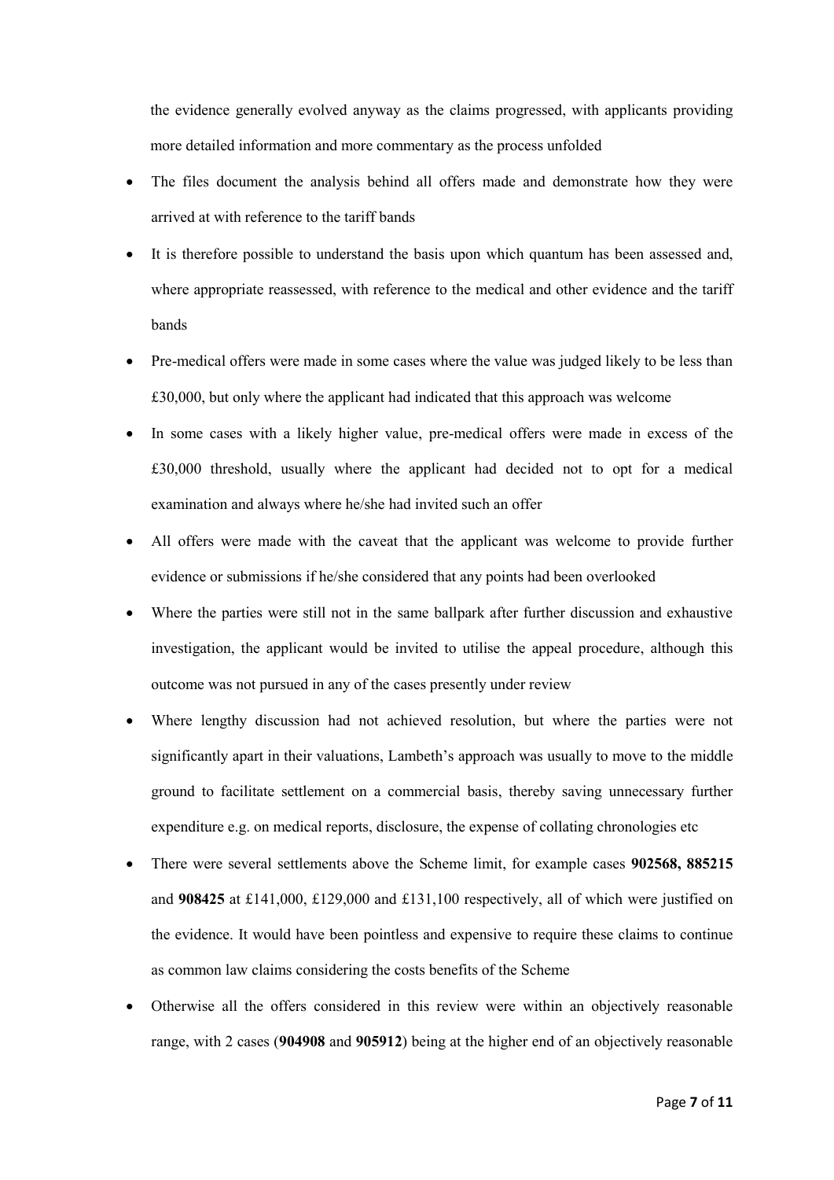the evidence generally evolved anyway as the claims progressed, with applicants providing more detailed information and more commentary as the process unfolded

- The files document the analysis behind all offers made and demonstrate how they were arrived at with reference to the tariff bands
- It is therefore possible to understand the basis upon which quantum has been assessed and, where appropriate reassessed, with reference to the medical and other evidence and the tariff bands
- Pre-medical offers were made in some cases where the value was judged likely to be less than £30,000, but only where the applicant had indicated that this approach was welcome
- In some cases with a likely higher value, pre-medical offers were made in excess of the £30,000 threshold, usually where the applicant had decided not to opt for a medical examination and always where he/she had invited such an offer
- All offers were made with the caveat that the applicant was welcome to provide further evidence or submissions if he/she considered that any points had been overlooked
- Where the parties were still not in the same ballpark after further discussion and exhaustive investigation, the applicant would be invited to utilise the appeal procedure, although this outcome was not pursued in any of the cases presently under review
- Where lengthy discussion had not achieved resolution, but where the parties were not significantly apart in their valuations, Lambeth's approach was usually to move to the middle ground to facilitate settlement on a commercial basis, thereby saving unnecessary further expenditure e.g. on medical reports, disclosure, the expense of collating chronologies etc
- There were several settlements above the Scheme limit, for example cases **902568, 885215** and **908425** at £141,000, £129,000 and £131,100 respectively, all of which were justified on the evidence. It would have been pointless and expensive to require these claims to continue as common law claims considering the costs benefits of the Scheme
- Otherwise all the offers considered in this review were within an objectively reasonable range, with 2 cases (**904908** and **905912**) being at the higher end of an objectively reasonable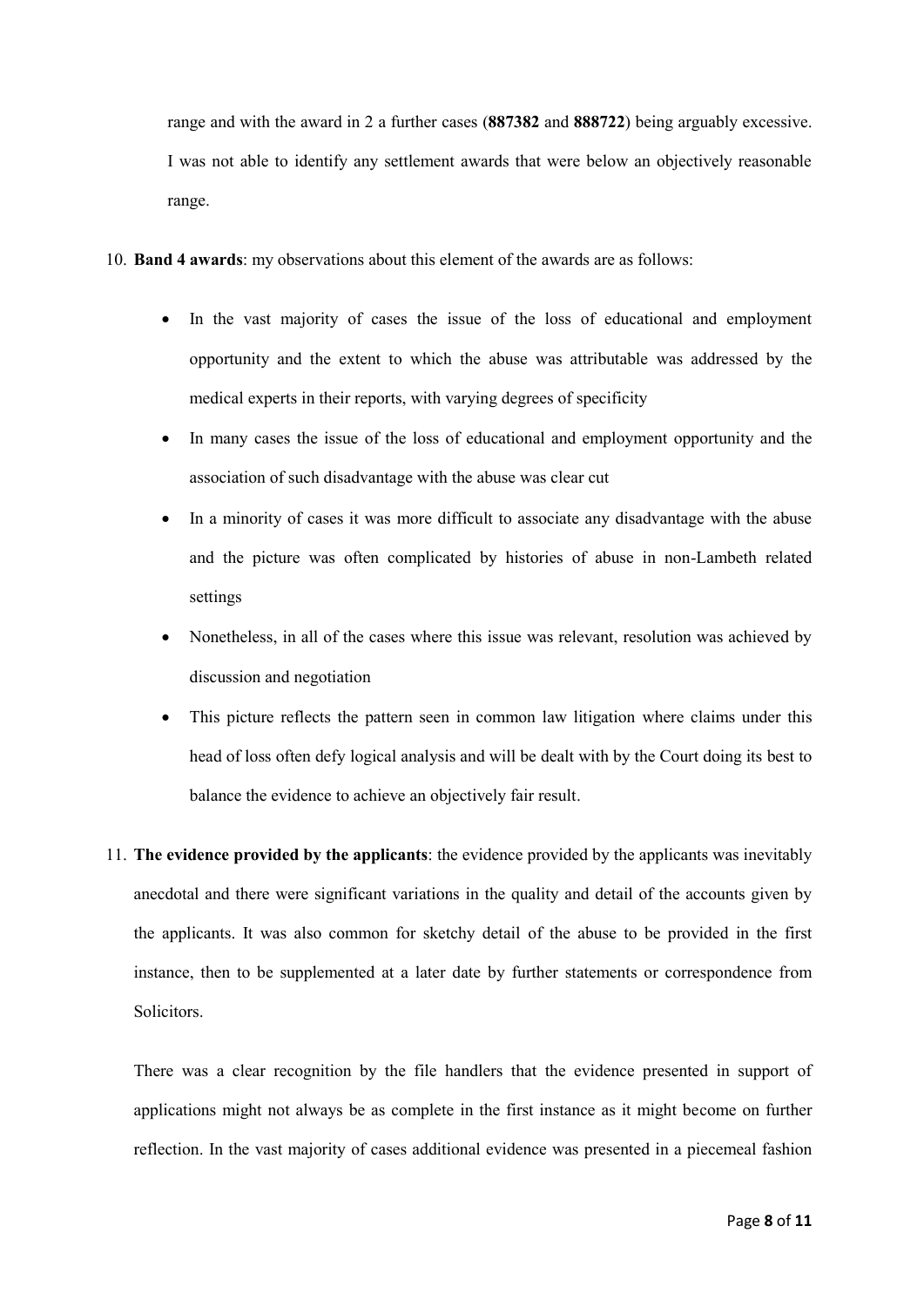range and with the award in 2 a further cases (**887382** and **888722**) being arguably excessive. I was not able to identify any settlement awards that were below an objectively reasonable range.

10. **Band 4 awards**: my observations about this element of the awards are as follows:

    - In the vast majority of cases the issue of the loss of educational and employment opportunity and the extent to which the abuse was attributable was addressed by the medical experts in their reports, with varying degrees of specificity
    - In many cases the issue of the loss of educational and employment opportunity and the association of such disadvantage with the abuse was clear cut
    - In a minority of cases it was more difficult to associate any disadvantage with the abuse and the picture was often complicated by histories of abuse in non-Lambeth related settings
    - Nonetheless, in all of the cases where this issue was relevant, resolution was achieved by discussion and negotiation
    - This picture reflects the pattern seen in common law litigation where claims under this head of loss often defy logical analysis and will be dealt with by the Court doing its best to balance the evidence to achieve an objectively fair result.

11. **The evidence provided by the applicants**: the evidence provided by the applicants was inevitably anecdotal and there were significant variations in the quality and detail of the accounts given by the applicants. It was also common for sketchy detail of the abuse to be provided in the first instance, then to be supplemented at a later date by further statements or correspondence from Solicitors.

    There was a clear recognition by the file handlers that the evidence presented in support of applications might not always be as complete in the first instance as it might become on further reflection. In the vast majority of cases additional evidence was presented in a piecemeal fashion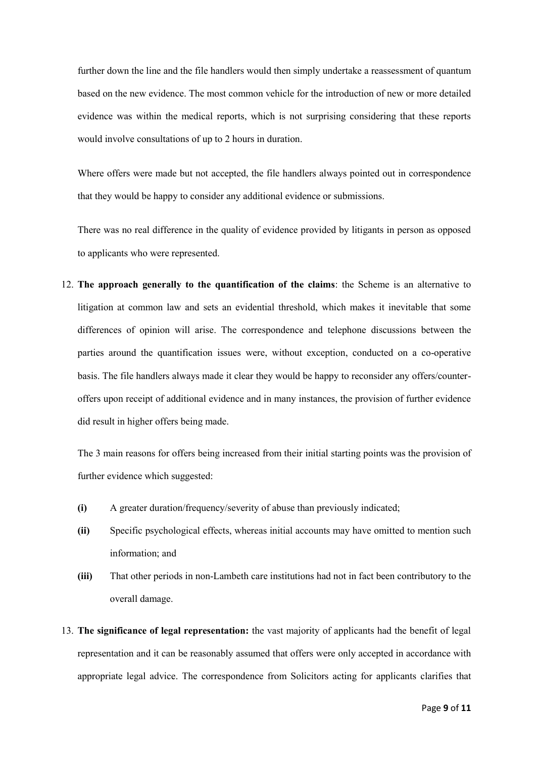further down the line and the file handlers would then simply undertake a reassessment of quantum based on the new evidence. The most common vehicle for the introduction of new or more detailed evidence was within the medical reports, which is not surprising considering that these reports would involve consultations of up to 2 hours in duration.

Where offers were made but not accepted, the file handlers always pointed out in correspondence that they would be happy to consider any additional evidence or submissions.

There was no real difference in the quality of evidence provided by litigants in person as opposed to applicants who were represented.

12. **The approach generally to the quantification of the claims**: the Scheme is an alternative to litigation at common law and sets an evidential threshold, which makes it inevitable that some differences of opinion will arise. The correspondence and telephone discussions between the parties around the quantification issues were, without exception, conducted on a co-operative basis. The file handlers always made it clear they would be happy to reconsider any offers/counter-offers upon receipt of additional evidence and in many instances, the provision of further evidence did result in higher offers being made.

    The 3 main reasons for offers being increased from their initial starting points was the provision of further evidence which suggested:

    **(i)** A greater duration/frequency/severity of abuse than previously indicated;

    **(ii)** Specific psychological effects, whereas initial accounts may have omitted to mention such information; and

    **(iii)** That other periods in non-Lambeth care institutions had not in fact been contributory to the overall damage.

13. **The significance of legal representation:** the vast majority of applicants had the benefit of legal representation and it can be reasonably assumed that offers were only accepted in accordance with appropriate legal advice. The correspondence from Solicitors acting for applicants clarifies that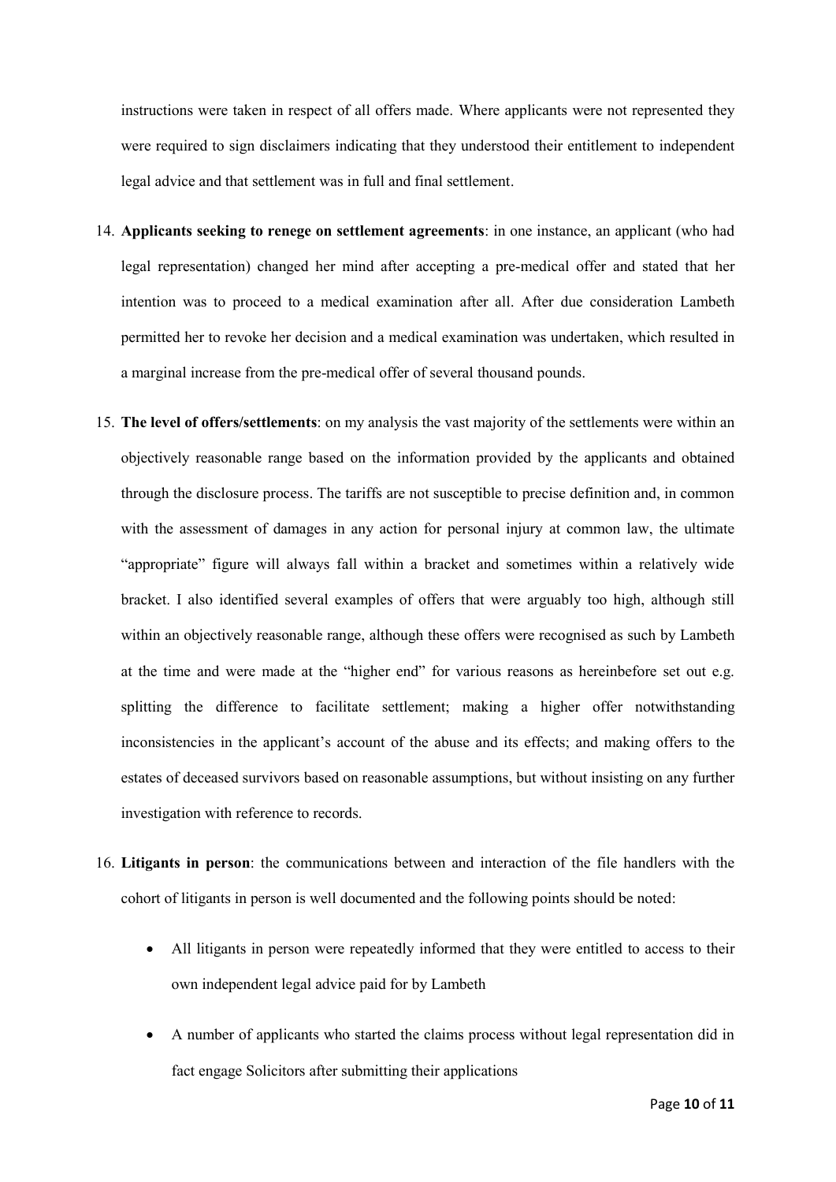instructions were taken in respect of all offers made. Where applicants were not represented they were required to sign disclaimers indicating that they understood their entitlement to independent legal advice and that settlement was in full and final settlement.

14. **Applicants seeking to renege on settlement agreements**: in one instance, an applicant (who had legal representation) changed her mind after accepting a pre-medical offer and stated that her intention was to proceed to a medical examination after all. After due consideration Lambeth permitted her to revoke her decision and a medical examination was undertaken, which resulted in a marginal increase from the pre-medical offer of several thousand pounds.

15. **The level of offers/settlements**: on my analysis the vast majority of the settlements were within an objectively reasonable range based on the information provided by the applicants and obtained through the disclosure process. The tariffs are not susceptible to precise definition and, in common with the assessment of damages in any action for personal injury at common law, the ultimate "appropriate" figure will always fall within a bracket and sometimes within a relatively wide bracket. I also identified several examples of offers that were arguably too high, although still within an objectively reasonable range, although these offers were recognised as such by Lambeth at the time and were made at the "higher end" for various reasons as hereinbefore set out e.g. splitting the difference to facilitate settlement; making a higher offer notwithstanding inconsistencies in the applicant's account of the abuse and its effects; and making offers to the estates of deceased survivors based on reasonable assumptions, but without insisting on any further investigation with reference to records.

16. **Litigants in person**: the communications between and interaction of the file handlers with the cohort of litigants in person is well documented and the following points should be noted:

    - All litigants in person were repeatedly informed that they were entitled to access to their own independent legal advice paid for by Lambeth
    - A number of applicants who started the claims process without legal representation did in fact engage Solicitors after submitting their applications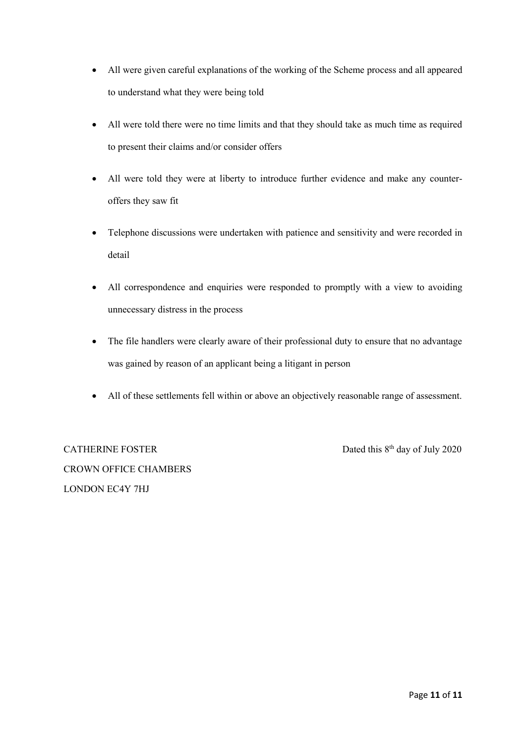- All were given careful explanations of the working of the Scheme process and all appeared to understand what they were being told
- All were told there were no time limits and that they should take as much time as required to present their claims and/or consider offers
- All were told they were at liberty to introduce further evidence and make any counter-offers they saw fit
- Telephone discussions were undertaken with patience and sensitivity and were recorded in detail
- All correspondence and enquiries were responded to promptly with a view to avoiding unnecessary distress in the process
- The file handlers were clearly aware of their professional duty to ensure that no advantage was gained by reason of an applicant being a litigant in person
- All of these settlements fell within or above an objectively reasonable range of assessment.

CATHERINE FOSTER
CROWN OFFICE CHAMBERS
LONDON EC4Y 7HJ

Dated this 8th day of July 2020